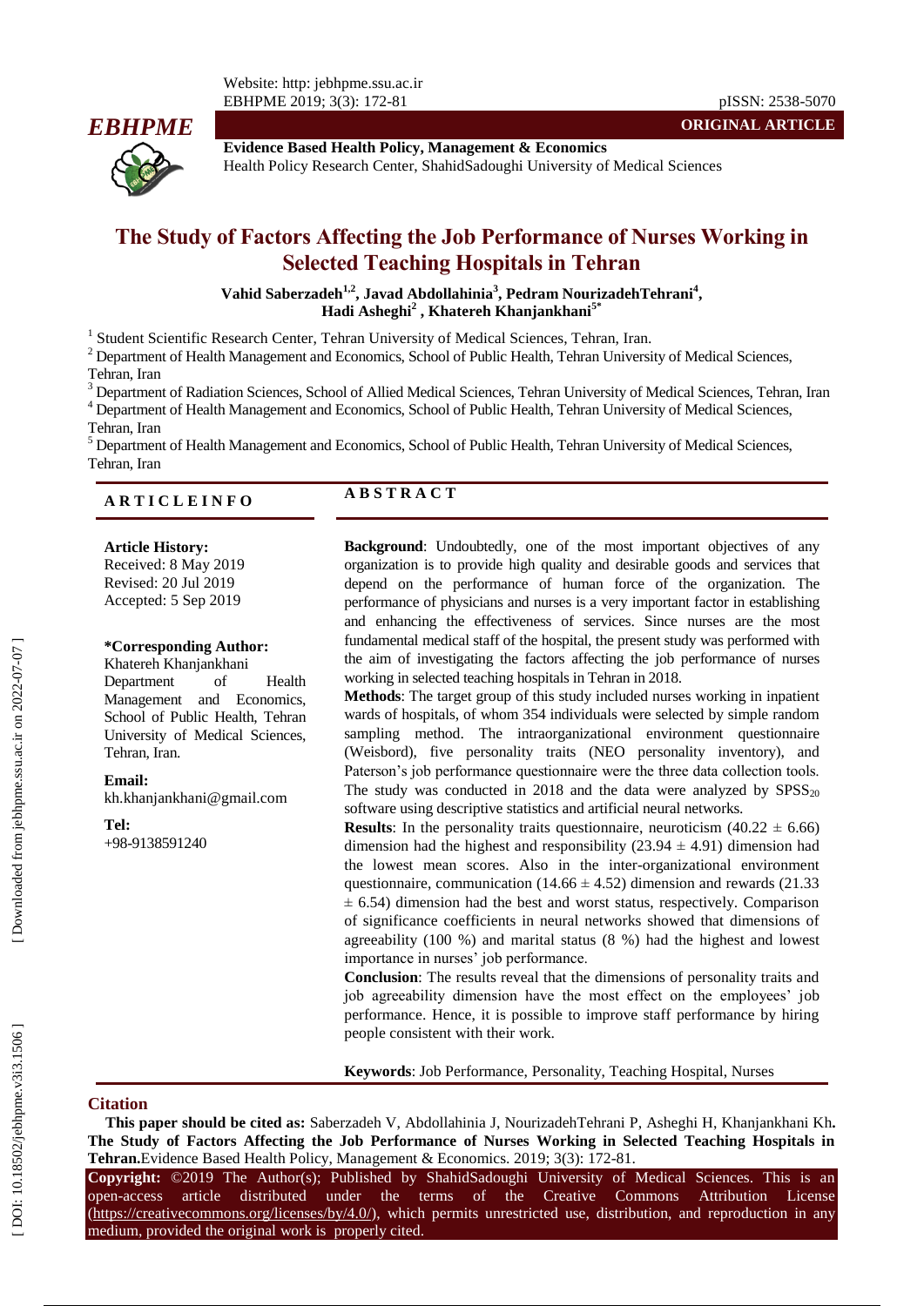**ORIGINAL ARTICLE**

# The Study of Factors Affecting the Job Performance of Nurses Working in Selected Teaching Hospitals in Tehran

**Vahid Saberzadeh[1,2], Javad Abdollahinia[3], Pedram NourizadehTehrani[4], Hadi Asheghi[2], Khatereh Khanjankhani[5*]**

[1] Student Scientific Research Center, Tehran University of Medical Sciences, Tehran, Iran.
[2] Department of Health Management and Economics, School of Public Health, Tehran University of Medical Sciences, Tehran, Iran
[3] Department of Radiation Sciences, School of Allied Medical Sciences, Tehran University of Medical Sciences, Tehran, Iran
[4] Department of Health Management and Economics, School of Public Health, Tehran University of Medical Sciences, Tehran, Iran
[5] Department of Health Management and Economics, School of Public Health, Tehran University of Medical Sciences, Tehran, Iran

## ARTICLE INFO

**Article History:**
Received: 8 May 2019
Revised: 20 Jul 2019
Accepted: 5 Sep 2019

**\*Corresponding Author:**
Khatereh Khanjankhani
Department of Health Management and Economics, School of Public Health, Tehran University of Medical Sciences, Tehran, Iran.

**Email:**
kh.khanjankhani@gmail.com

**Tel:**
+98-9138591240

## ABSTRACT

**Background**: Undoubtedly, one of the most important objectives of any organization is to provide high quality and desirable goods and services that depend on the performance of human force of the organization. The performance of physicians and nurses is a very important factor in establishing and enhancing the effectiveness of services. Since nurses are the most fundamental medical staff of the hospital, the present study was performed with the aim of investigating the factors affecting the job performance of nurses working in selected teaching hospitals in Tehran in 2018.

**Methods**: The target group of this study included nurses working in inpatient wards of hospitals, of whom 354 individuals were selected by simple random sampling method. The intraorganizational environment questionnaire (Weisbord), five personality traits (NEO personality inventory), and Paterson's job performance questionnaire were the three data collection tools. The study was conducted in 2018 and the data were analyzed by $SPSS_{20}$ software using descriptive statistics and artificial neural networks.

**Results**: In the personality traits questionnaire, neuroticism (40.22 ± 6.66) dimension had the highest and responsibility (23.94 ± 4.91) dimension had the lowest mean scores. Also in the inter-organizational environment questionnaire, communication (14.66 ± 4.52) dimension and rewards (21.33 ± 6.54) dimension had the best and worst status, respectively. Comparison of significance coefficients in neural networks showed that dimensions of agreeability (100 %) and marital status (8 %) had the highest and lowest importance in nurses' job performance.

**Conclusion**: The results reveal that the dimensions of personality traits and job agreeability dimension have the most effect on the employees' job performance. Hence, it is possible to improve staff performance by hiring people consistent with their work.

**Keywords**: Job Performance, Personality, Teaching Hospital, Nurses

## Citation

**This paper should be cited as:** Saberzadeh V, Abdollahinia J, NourizadehTehrani P, Asheghi H, Khanjankhani Kh**. The Study of Factors Affecting the Job Performance of Nurses Working in Selected Teaching Hospitals in Tehran.**Evidence Based Health Policy, Management & Economics. 2019; 3(3): 172-81.

**Copyright:** ©2019 The Author(s); Published by ShahidSadoughi University of Medical Sciences. This is an open-access article distributed under the terms of the Creative Commons Attribution License (https://creativecommons.org/licenses/by/4.0/), which permits unrestricted use, distribution, and reproduction in any medium, provided the original work is properly cited.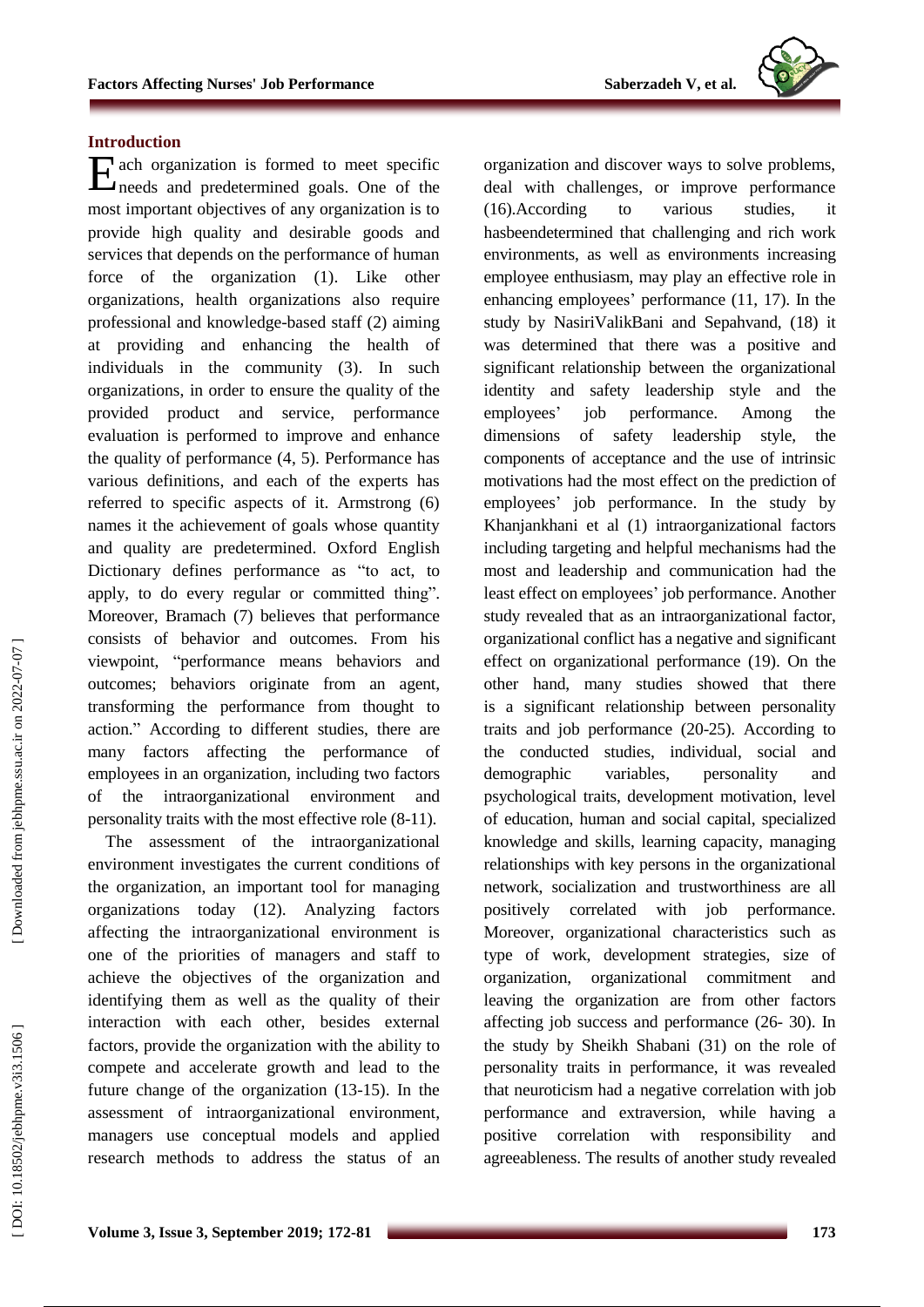## Introduction

Each organization is formed to meet specific needs and predetermined goals. One of the most important objectives of any organization is to provide high quality and desirable goods and services that depends on the performance of human force of the organization (1). Like other organizations, health organizations also require professional and knowledge-based staff (2) aiming at providing and enhancing the health of individuals in the community (3). In such organizations, in order to ensure the quality of the provided product and service, performance evaluation is performed to improve and enhance the quality of performance (4, 5). Performance has various definitions, and each of the experts has referred to specific aspects of it. Armstrong (6) names it the achievement of goals whose quantity and quality are predetermined. Oxford English Dictionary defines performance as "to act, to apply, to do every regular or committed thing". Moreover, Bramach (7) believes that performance consists of behavior and outcomes. From his viewpoint, "performance means behaviors and outcomes; behaviors originate from an agent, transforming the performance from thought to action." According to different studies, there are many factors affecting the performance of employees in an organization, including two factors of the intraorganizational environment and personality traits with the most effective role (8-11).

The assessment of the intraorganizational environment investigates the current conditions of the organization, an important tool for managing organizations today (12). Analyzing factors affecting the intraorganizational environment is one of the priorities of managers and staff to achieve the objectives of the organization and identifying them as well as the quality of their interaction with each other, besides external factors, provide the organization with the ability to compete and accelerate growth and lead to the future change of the organization (13-15). In the assessment of intraorganizational environment, managers use conceptual models and applied research methods to address the status of an organization and discover ways to solve problems, deal with challenges, or improve performance (16).According to various studies, it hasbeendetermined that challenging and rich work environments, as well as environments increasing employee enthusiasm, may play an effective role in enhancing employees' performance (11, 17). In the study by NasiriValikBani and Sepahvand, (18) it was determined that there was a positive and significant relationship between the organizational identity and safety leadership style and the employees' job performance. Among the dimensions of safety leadership style, the components of acceptance and the use of intrinsic motivations had the most effect on the prediction of employees' job performance. In the study by Khanjankhani et al (1) intraorganizational factors including targeting and helpful mechanisms had the most and leadership and communication had the least effect on employees' job performance. Another study revealed that as an intraorganizational factor, organizational conflict has a negative and significant effect on organizational performance (19). On the other hand, many studies showed that there is a significant relationship between personality traits and job performance (20-25). According to the conducted studies, individual, social and demographic variables, personality and psychological traits, development motivation, level of education, human and social capital, specialized knowledge and skills, learning capacity, managing relationships with key persons in the organizational network, socialization and trustworthiness are all positively correlated with job performance. Moreover, organizational characteristics such as type of work, development strategies, size of organization, organizational commitment and leaving the organization are from other factors affecting job success and performance (26- 30). In the study by Sheikh Shabani (31) on the role of personality traits in performance, it was revealed that neuroticism had a negative correlation with job performance and extraversion, while having a positive correlation with responsibility and agreeableness. The results of another study revealed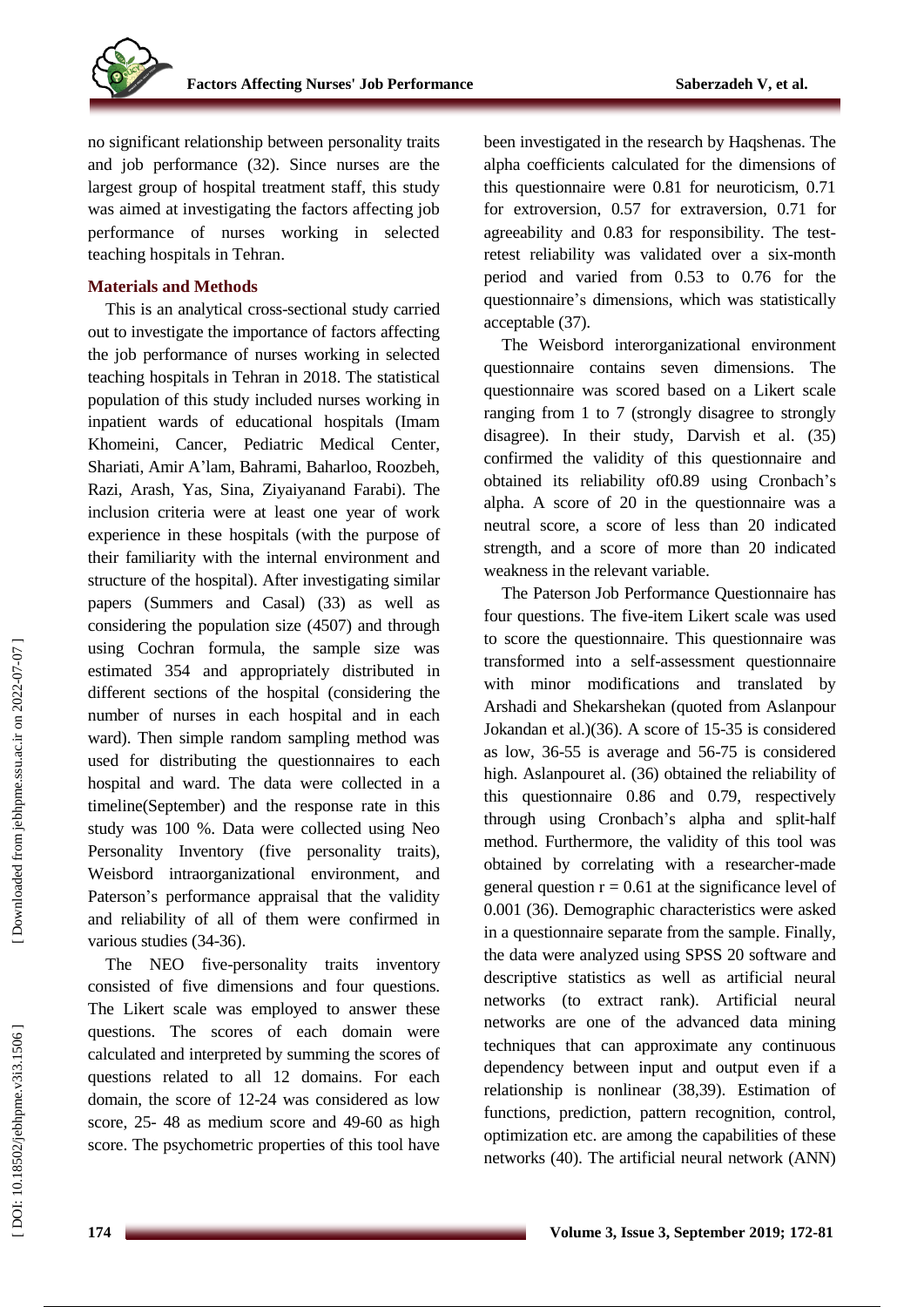no significant relationship between personality traits and job performance (32). Since nurses are the largest group of hospital treatment staff, this study was aimed at investigating the factors affecting job performance of nurses working in selected teaching hospitals in Tehran.

## Materials and Methods

This is an analytical cross-sectional study carried out to investigate the importance of factors affecting the job performance of nurses working in selected teaching hospitals in Tehran in 2018. The statistical population of this study included nurses working in inpatient wards of educational hospitals (Imam Khomeini, Cancer, Pediatric Medical Center, Shariati, Amir A'lam, Bahrami, Baharloo, Roozbeh, Razi, Arash, Yas, Sina, Ziyaiyanand Farabi). The inclusion criteria were at least one year of work experience in these hospitals (with the purpose of their familiarity with the internal environment and structure of the hospital). After investigating similar papers (Summers and Casal) (33) as well as considering the population size (4507) and through using Cochran formula, the sample size was estimated 354 and appropriately distributed in different sections of the hospital (considering the number of nurses in each hospital and in each ward). Then simple random sampling method was used for distributing the questionnaires to each hospital and ward. The data were collected in a timeline(September) and the response rate in this study was 100 %. Data were collected using Neo Personality Inventory (five personality traits), Weisbord intraorganizational environment, and Paterson's performance appraisal that the validity and reliability of all of them were confirmed in various studies (34-36).

The NEO five-personality traits inventory consisted of five dimensions and four questions. The Likert scale was employed to answer these questions. The scores of each domain were calculated and interpreted by summing the scores of questions related to all 12 domains. For each domain, the score of 12-24 was considered as low score, 25- 48 as medium score and 49-60 as high score. The psychometric properties of this tool have been investigated in the research by Haqshenas. The alpha coefficients calculated for the dimensions of this questionnaire were 0.81 for neuroticism, 0.71 for extroversion, 0.57 for extraversion, 0.71 for agreeability and 0.83 for responsibility. The test-retest reliability was validated over a six-month period and varied from 0.53 to 0.76 for the questionnaire's dimensions, which was statistically acceptable (37).

The Weisbord interorganizational environment questionnaire contains seven dimensions. The questionnaire was scored based on a Likert scale ranging from 1 to 7 (strongly disagree to strongly disagree). In their study, Darvish et al. (35) confirmed the validity of this questionnaire and obtained its reliability of0.89 using Cronbach's alpha. A score of 20 in the questionnaire was a neutral score, a score of less than 20 indicated strength, and a score of more than 20 indicated weakness in the relevant variable.

The Paterson Job Performance Questionnaire has four questions. The five-item Likert scale was used to score the questionnaire. This questionnaire was transformed into a self-assessment questionnaire with minor modifications and translated by Arshadi and Shekarshekan (quoted from Aslanpour Jokandan et al.)(36). A score of 15-35 is considered as low, 36-55 is average and 56-75 is considered high. Aslanpouret al. (36) obtained the reliability of this questionnaire 0.86 and 0.79, respectively through using Cronbach's alpha and split-half method. Furthermore, the validity of this tool was obtained by correlating with a researcher-made general question $r = 0.61$ at the significance level of 0.001 (36). Demographic characteristics were asked in a questionnaire separate from the sample. Finally, the data were analyzed using SPSS 20 software and descriptive statistics as well as artificial neural networks (to extract rank). Artificial neural networks are one of the advanced data mining techniques that can approximate any continuous dependency between input and output even if a relationship is nonlinear (38,39). Estimation of functions, prediction, pattern recognition, control, optimization etc. are among the capabilities of these networks (40). The artificial neural network (ANN)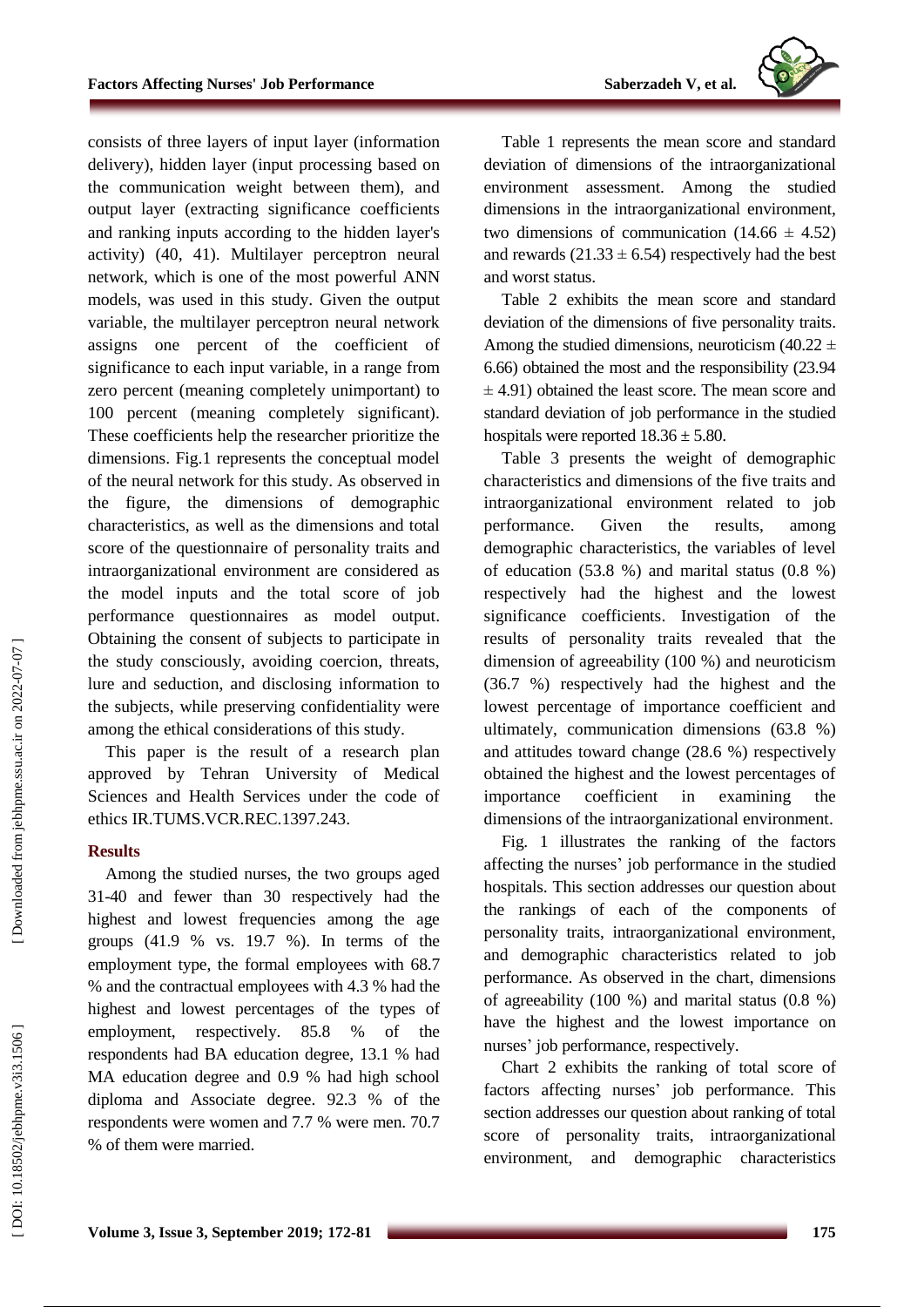consists of three layers of input layer (information delivery), hidden layer (input processing based on the communication weight between them), and output layer (extracting significance coefficients and ranking inputs according to the hidden layer's activity) (40, 41). Multilayer perceptron neural network, which is one of the most powerful ANN models, was used in this study. Given the output variable, the multilayer perceptron neural network assigns one percent of the coefficient of significance to each input variable, in a range from zero percent (meaning completely unimportant) to 100 percent (meaning completely significant). These coefficients help the researcher prioritize the dimensions. Fig.1 represents the conceptual model of the neural network for this study. As observed in the figure, the dimensions of demographic characteristics, as well as the dimensions and total score of the questionnaire of personality traits and intraorganizational environment are considered as the model inputs and the total score of job performance questionnaires as model output. Obtaining the consent of subjects to participate in the study consciously, avoiding coercion, threats, lure and seduction, and disclosing information to the subjects, while preserving confidentiality were among the ethical considerations of this study.

This paper is the result of a research plan approved by Tehran University of Medical Sciences and Health Services under the code of ethics IR.TUMS.VCR.REC.1397.243.

## Results

Among the studied nurses, the two groups aged 31-40 and fewer than 30 respectively had the highest and lowest frequencies among the age groups (41.9 % vs. 19.7 %). In terms of the employment type, the formal employees with 68.7 % and the contractual employees with 4.3 % had the highest and lowest percentages of the types of employment, respectively. 85.8 % of the respondents had BA education degree, 13.1 % had MA education degree and 0.9 % had high school diploma and Associate degree. 92.3 % of the respondents were women and 7.7 % were men. 70.7 % of them were married.

Table 1 represents the mean score and standard deviation of dimensions of the intraorganizational environment assessment. Among the studied dimensions in the intraorganizational environment, two dimensions of communication ($14.66 \pm 4.52$) and rewards ($21.33 \pm 6.54$) respectively had the best and worst status.

Table 2 exhibits the mean score and standard deviation of the dimensions of five personality traits. Among the studied dimensions, neuroticism ($40.22 \pm 6.66$) obtained the most and the responsibility ($23.94 \pm 4.91$) obtained the least score. The mean score and standard deviation of job performance in the studied hospitals were reported $18.36 \pm 5.80$.

Table 3 presents the weight of demographic characteristics and dimensions of the five traits and intraorganizational environment related to job performance. Given the results, among demographic characteristics, the variables of level of education (53.8 %) and marital status (0.8 %) respectively had the highest and the lowest significance coefficients. Investigation of the results of personality traits revealed that the dimension of agreeability (100 %) and neuroticism (36.7 %) respectively had the highest and the lowest percentage of importance coefficient and ultimately, communication dimensions (63.8 %) and attitudes toward change (28.6 %) respectively obtained the highest and the lowest percentages of importance coefficient in examining the dimensions of the intraorganizational environment.

Fig. 1 illustrates the ranking of the factors affecting the nurses' job performance in the studied hospitals. This section addresses our question about the rankings of each of the components of personality traits, intraorganizational environment, and demographic characteristics related to job performance. As observed in the chart, dimensions of agreeability (100 %) and marital status (0.8 %) have the highest and the lowest importance on nurses' job performance, respectively.

Chart 2 exhibits the ranking of total score of factors affecting nurses' job performance. This section addresses our question about ranking of total score of personality traits, intraorganizational environment, and demographic characteristics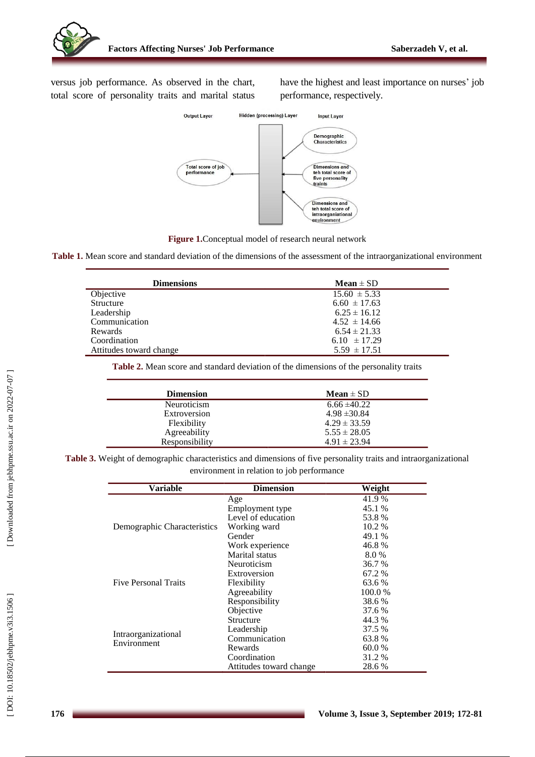versus job performance. As observed in the chart, total score of personality traits and marital status have the highest and least importance on nurses' job performance, respectively.

**Figure 1.** Conceptual model of research neural network

**Table 1.** Mean score and standard deviation of the dimensions of the assessment of the intraorganizational environment

| Dimensions | Mean ± SD |
|---|---|
| Objective | 15.60 ± 5.33 |
| Structure | 6.60 ± 17.63 |
| Leadership | 6.25 ± 16.12 |
| Communication | 4.52 ± 14.66 |
| Rewards | 6.54 ± 21.33 |
| Coordination | 6.10 ± 17.29 |
| Attitudes toward change | 5.59 ± 17.51 |

**Table 2.** Mean score and standard deviation of the dimensions of the personality traits

| Dimension | Mean ± SD |
|---|---|
| Neuroticism | 6.66 ±40.22 |
| Extroversion | 4.98 ±30.84 |
| Flexibility | 4.29 ± 33.59 |
| Agreeability | 5.55 ± 28.05 |
| Responsibility | 4.91 ± 23.94 |

**Table 3.** Weight of demographic characteristics and dimensions of five personality traits and intraorganizational environment in relation to job performance

| Variable | Dimension | Weight |
|---|---|---|
| Demographic Characteristics | Age | 41.9 % |
| | Employment type | 45.1 % |
| | Level of education | 53.8 % |
| | Working ward | 10.2 % |
| | Gender | 49.1 % |
| | Work experience | 46.8 % |
| | Marital status | 8.0 % |
| Five Personal Traits | Neuroticism | 36.7 % |
| | Extroversion | 67.2 % |
| | Flexibility | 63.6 % |
| | Agreeability | 100.0 % |
| | Responsibility | 38.6 % |
| Intraorganizational Environment | Objective | 37.6 % |
| | Structure | 44.3 % |
| | Leadership | 37.5 % |
| | Communication | 63.8 % |
| | Rewards | 60.0 % |
| | Coordination | 31.2 % |
| | Attitudes toward change | 28.6 % |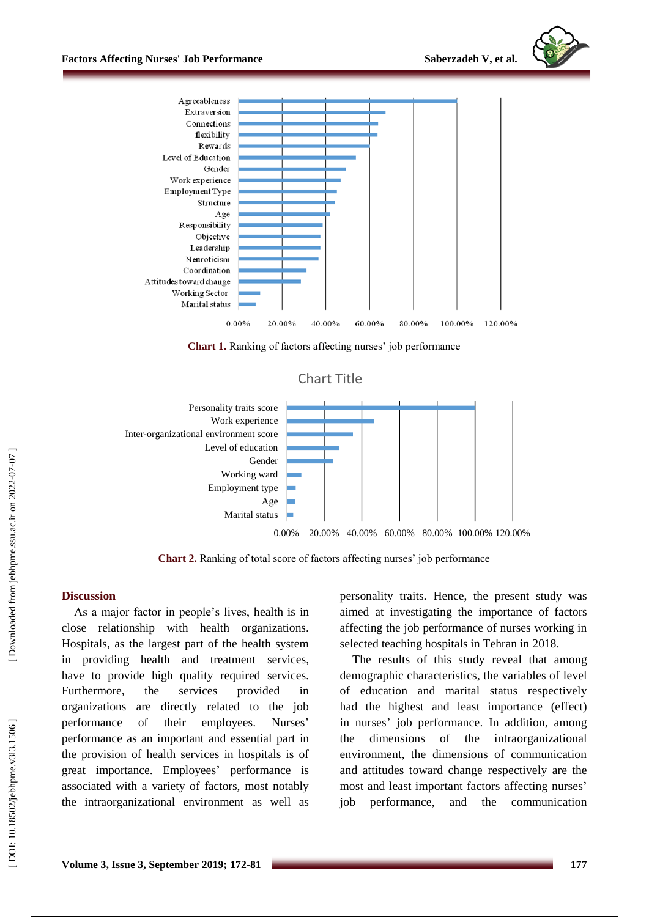**Chart 1.** Ranking of factors affecting nurses' job performance

**Chart 2.** Ranking of total score of factors affecting nurses' job performance

## Discussion

As a major factor in people's lives, health is in close relationship with health organizations. Hospitals, as the largest part of the health system in providing health and treatment services, have to provide high quality required services. Furthermore, the services provided in organizations are directly related to the job performance of their employees. Nurses' performance as an important and essential part in the provision of health services in hospitals is of great importance. Employees' performance is associated with a variety of factors, most notably the intraorganizational environment as well as personality traits. Hence, the present study was aimed at investigating the importance of factors affecting the job performance of nurses working in selected teaching hospitals in Tehran in 2018.

The results of this study reveal that among demographic characteristics, the variables of level of education and marital status respectively had the highest and least importance (effect) in nurses' job performance. In addition, among the dimensions of the intraorganizational environment, the dimensions of communication and attitudes toward change respectively are the most and least important factors affecting nurses' job performance, and the communication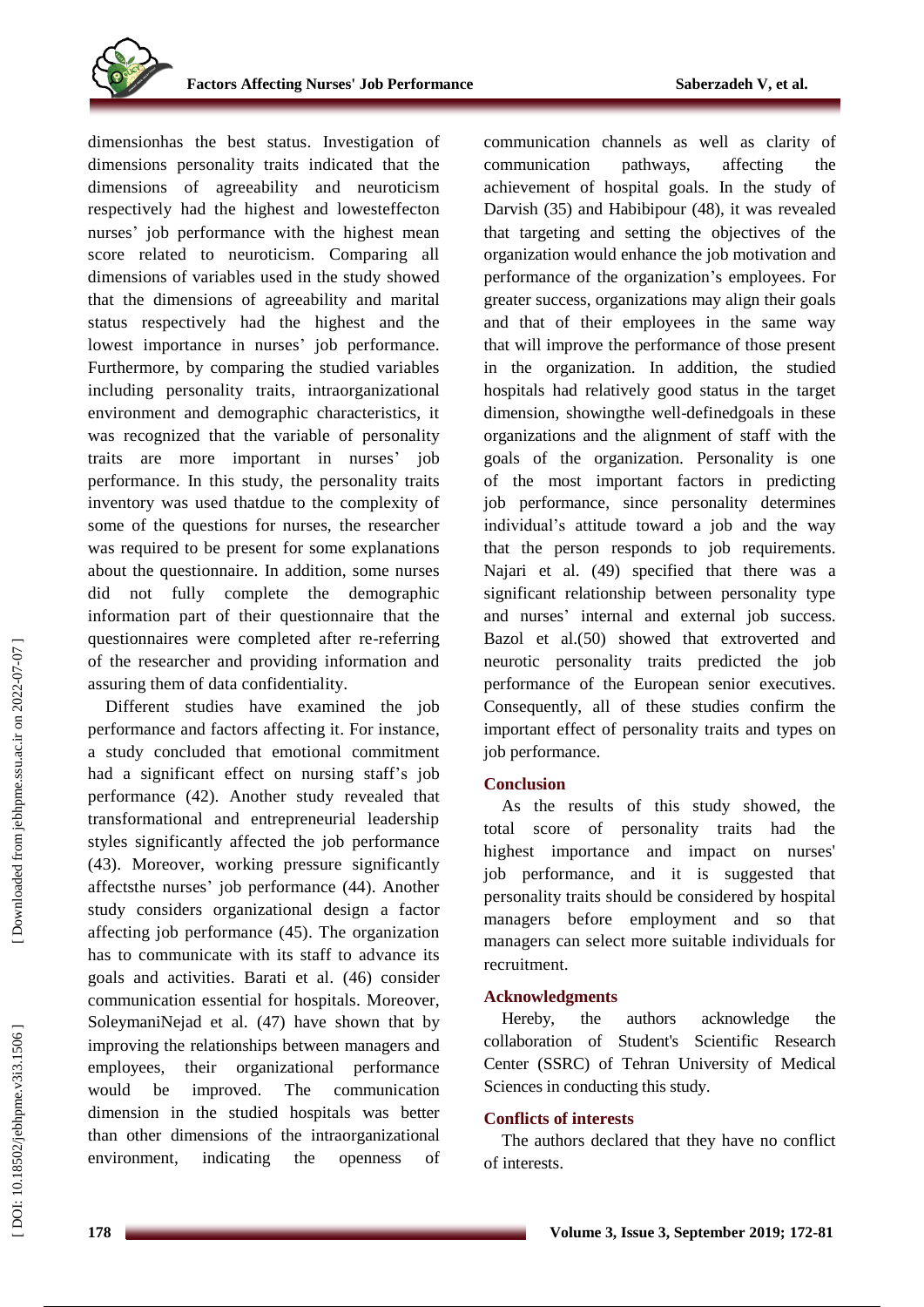dimensionhas the best status. Investigation of dimensions personality traits indicated that the dimensions of agreeability and neuroticism respectively had the highest and lowesteffecton nurses' job performance with the highest mean score related to neuroticism. Comparing all dimensions of variables used in the study showed that the dimensions of agreeability and marital status respectively had the highest and the lowest importance in nurses' job performance. Furthermore, by comparing the studied variables including personality traits, intraorganizational environment and demographic characteristics, it was recognized that the variable of personality traits are more important in nurses' job performance. In this study, the personality traits inventory was used thatdue to the complexity of some of the questions for nurses, the researcher was required to be present for some explanations about the questionnaire. In addition, some nurses did not fully complete the demographic information part of their questionnaire that the questionnaires were completed after re-referring of the researcher and providing information and assuring them of data confidentiality.

Different studies have examined the job performance and factors affecting it. For instance, a study concluded that emotional commitment had a significant effect on nursing staff's job performance (42). Another study revealed that transformational and entrepreneurial leadership styles significantly affected the job performance (43). Moreover, working pressure significantly affectsthe nurses' job performance (44). Another study considers organizational design a factor affecting job performance (45). The organization has to communicate with its staff to advance its goals and activities. Barati et al. (46) consider communication essential for hospitals. Moreover, SoleymaniNejad et al. (47) have shown that by improving the relationships between managers and employees, their organizational performance would be improved. The communication dimension in the studied hospitals was better than other dimensions of the intraorganizational environment, indicating the openness of communication channels as well as clarity of communication pathways, affecting the achievement of hospital goals. In the study of Darvish (35) and Habibipour (48), it was revealed that targeting and setting the objectives of the organization would enhance the job motivation and performance of the organization's employees. For greater success, organizations may align their goals and that of their employees in the same way that will improve the performance of those present in the organization. In addition, the studied hospitals had relatively good status in the target dimension, showingthe well-definedgoals in these organizations and the alignment of staff with the goals of the organization. Personality is one of the most important factors in predicting job performance, since personality determines individual's attitude toward a job and the way that the person responds to job requirements. Najari et al. (49) specified that there was a significant relationship between personality type and nurses' internal and external job success. Bazol et al.(50) showed that extroverted and neurotic personality traits predicted the job performance of the European senior executives. Consequently, all of these studies confirm the important effect of personality traits and types on job performance.

## Conclusion

As the results of this study showed, the total score of personality traits had the highest importance and impact on nurses' job performance, and it is suggested that personality traits should be considered by hospital managers before employment and so that managers can select more suitable individuals for recruitment.

## Acknowledgments

Hereby, the authors acknowledge the collaboration of Student's Scientific Research Center (SSRC) of Tehran University of Medical Sciences in conducting this study.

## Conflicts of interests

The authors declared that they have no conflict of interests.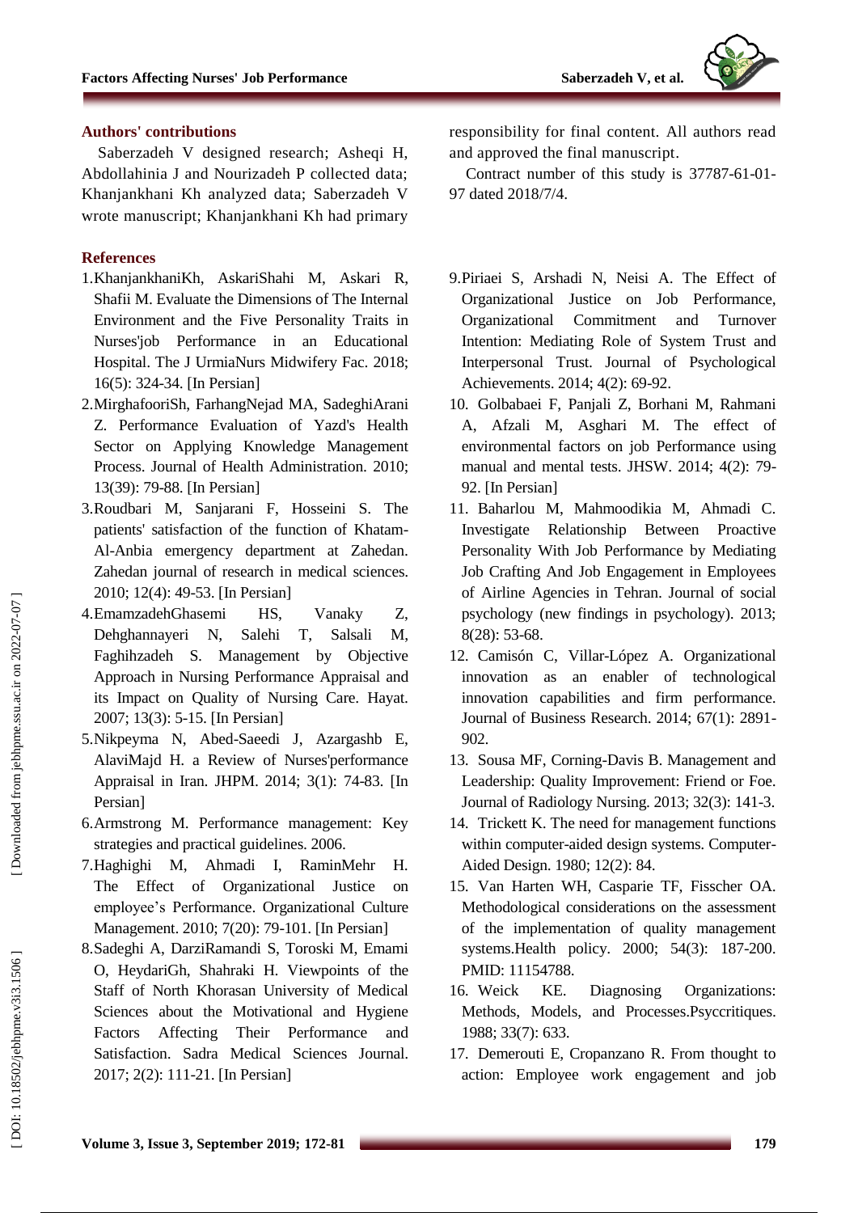## Authors' contributions

Saberzadeh V designed research; Asheqi H, Abdollahinia J and Nourizadeh P collected data; Khanjankhani Kh analyzed data; Saberzadeh V wrote manuscript; Khanjankhani Kh had primary responsibility for final content. All authors read and approved the final manuscript.

Contract number of this study is 37787-61-01-97 dated 2018/7/4.

## References

1. KhanjankhaniKh, AskariShahi M, Askari R, Shafii M. Evaluate the Dimensions of The Internal Environment and the Five Personality Traits in Nurses'job Performance in an Educational Hospital. The J UrmiaNurs Midwifery Fac. 2018; 16(5): 324-34. [In Persian]
2. MirghafooriSh, FarhangNejad MA, SadeghiArani Z. Performance Evaluation of Yazd's Health Sector on Applying Knowledge Management Process. Journal of Health Administration. 2010; 13(39): 79-88. [In Persian]
3. Roudbari M, Sanjarani F, Hosseini S. The patients' satisfaction of the function of Khatam-Al-Anbia emergency department at Zahedan. Zahedan journal of research in medical sciences. 2010; 12(4): 49-53. [In Persian]
4. EmamzadehGhasemi HS, Vanaky Z, Dehghannayeri N, Salehi T, Salsali M, Faghihzadeh S. Management by Objective Approach in Nursing Performance Appraisal and its Impact on Quality of Nursing Care. Hayat. 2007; 13(3): 5-15. [In Persian]
5. Nikpeyma N, Abed-Saeedi J, Azargashb E, AlaviMajd H. a Review of Nurses'performance Appraisal in Iran. JHPM. 2014; 3(1): 74-83. [In Persian]
6. Armstrong M. Performance management: Key strategies and practical guidelines. 2006.
7. Haghighi M, Ahmadi I, RaminMehr H. The Effect of Organizational Justice on employee's Performance. Organizational Culture Management. 2010; 7(20): 79-101. [In Persian]
8. Sadeghi A, DarziRamandi S, Toroski M, Emami O, HeydariGh, Shahraki H. Viewpoints of the Staff of North Khorasan University of Medical Sciences about the Motivational and Hygiene Factors Affecting Their Performance and Satisfaction. Sadra Medical Sciences Journal. 2017; 2(2): 111-21. [In Persian]
9. Piriaei S, Arshadi N, Neisi A. The Effect of Organizational Justice on Job Performance, Organizational Commitment and Turnover Intention: Mediating Role of System Trust and Interpersonal Trust. Journal of Psychological Achievements. 2014; 4(2): 69-92.
10. Golbabaei F, Panjali Z, Borhani M, Rahmani A, Afzali M, Asghari M. The effect of environmental factors on job Performance using manual and mental tests. JHSW. 2014; 4(2): 79-92. [In Persian]
11. Baharlou M, Mahmoodikia M, Ahmadi C. Investigate Relationship Between Proactive Personality With Job Performance by Mediating Job Crafting And Job Engagement in Employees of Airline Agencies in Tehran. Journal of social psychology (new findings in psychology). 2013; 8(28): 53-68.
12. Camisón C, Villar-López A. Organizational innovation as an enabler of technological innovation capabilities and firm performance. Journal of Business Research. 2014; 67(1): 2891-902.
13. Sousa MF, Corning-Davis B. Management and Leadership: Quality Improvement: Friend or Foe. Journal of Radiology Nursing. 2013; 32(3): 141-3.
14. Trickett K. The need for management functions within computer-aided design systems. Computer-Aided Design. 1980; 12(2): 84.
15. Van Harten WH, Casparie TF, Fisscher OA. Methodological considerations on the assessment of the implementation of quality management systems.Health policy. 2000; 54(3): 187-200. PMID: 11154788.
16. Weick KE. Diagnosing Organizations: Methods, Models, and Processes.Psyccritiques. 1988; 33(7): 633.
17. Demerouti E, Cropanzano R. From thought to action: Employee work engagement and job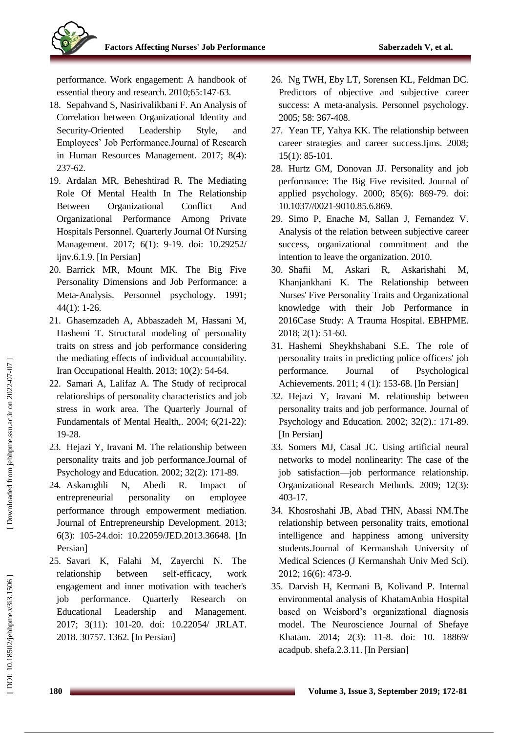performance. Work engagement: A handbook of essential theory and research. 2010;65:147-63.

18. Sepahvand S, Nasirivalikbani F. An Analysis of Correlation between Organizational Identity and Security-Oriented Leadership Style, and Employees' Job Performance.Journal of Research in Human Resources Management. 2017; 8(4): 237-62.
19. Ardalan MR, Beheshtirad R. The Mediating Role Of Mental Health In The Relationship Between Organizational Conflict And Organizational Performance Among Private Hospitals Personnel. Quarterly Journal Of Nursing Management. 2017; 6(1): 9-19. doi: 10.29252/ ijnv.6.1.9. [In Persian]
20. Barrick MR, Mount MK. The Big Five Personality Dimensions and Job Performance: a Meta‐Analysis. Personnel psychology. 1991; 44(1): 1-26.
21. Ghasemzadeh A, Abbaszadeh M, Hassani M, Hashemi T. Structural modeling of personality traits on stress and job performance considering the mediating effects of individual accountability. Iran Occupational Health. 2013; 10(2): 54-64.
22. Samari A, Lalifaz A. The Study of reciprocal relationships of personality characteristics and job stress in work area. The Quarterly Journal of Fundamentals of Mental Health,. 2004; 6(21-22): 19-28.
23. Hejazi Y, Iravani M. The relationship between personality traits and job performance.Journal of Psychology and Education. 2002; 32(2): 171-89.
24. Askaroghli N, Abedi R. Impact of entrepreneurial personality on employee performance through empowerment mediation. Journal of Entrepreneurship Development. 2013; 6(3): 105-24.doi: 10.22059/JED.2013.36648. [In Persian]
25. Savari K, Falahi M, Zayerchi N. The relationship between self-efficacy, work engagement and inner motivation with teacher's job performance. Quarterly Research on Educational Leadership and Management. 2017; 3(11): 101-20. doi: 10.22054/ JRLAT. 2018. 30757. 1362. [In Persian]
26. Ng TWH, Eby LT, Sorensen KL, Feldman DC. Predictors of objective and subjective career success: A meta‐analysis. Personnel psychology. 2005; 58: 367-408.
27. Yean TF, Yahya KK. The relationship between career strategies and career success.Ijms. 2008; 15(1): 85-101.
28. Hurtz GM, Donovan JJ. Personality and job performance: The Big Five revisited. Journal of applied psychology. 2000; 85(6): 869-79. doi: 10.1037//0021-9010.85.6.869.
29. Simo P, Enache M, Sallan J, Fernandez V. Analysis of the relation between subjective career success, organizational commitment and the intention to leave the organization. 2010.
30. Shafii M, Askari R, Askarishahi M, Khanjankhani K. The Relationship between Nurses' Five Personality Traits and Organizational knowledge with their Job Performance in 2016Case Study: A Trauma Hospital. EBHPME. 2018; 2(1): 51-60.
31. Hashemi Sheykhshabani S.E. The role of personality traits in predicting police officers' job performance. Journal of Psychological Achievements. 2011; 4 (1): 153-68. [In Persian]
32. Hejazi Y, Iravani M. relationship between personality traits and job performance. Journal of Psychology and Education. 2002; 32(2).: 171-89. [In Persian]
33. Somers MJ, Casal JC. Using artificial neural networks to model nonlinearity: The case of the job satisfaction—job performance relationship. Organizational Research Methods. 2009; 12(3): 403-17.
34. Khosroshahi JB, Abad THN, Abassi NM.The relationship between personality traits, emotional intelligence and happiness among university students.Journal of Kermanshah University of Medical Sciences (J Kermanshah Univ Med Sci). 2012; 16(6): 473-9.
35. Darvish H, Kermani B, Kolivand P. Internal environmental analysis of KhatamAnbia Hospital based on Weisbord's organizational diagnosis model. The Neuroscience Journal of Shefaye Khatam. 2014; 2(3): 11-8. doi: 10. 18869/ acadpub. shefa.2.3.11. [In Persian]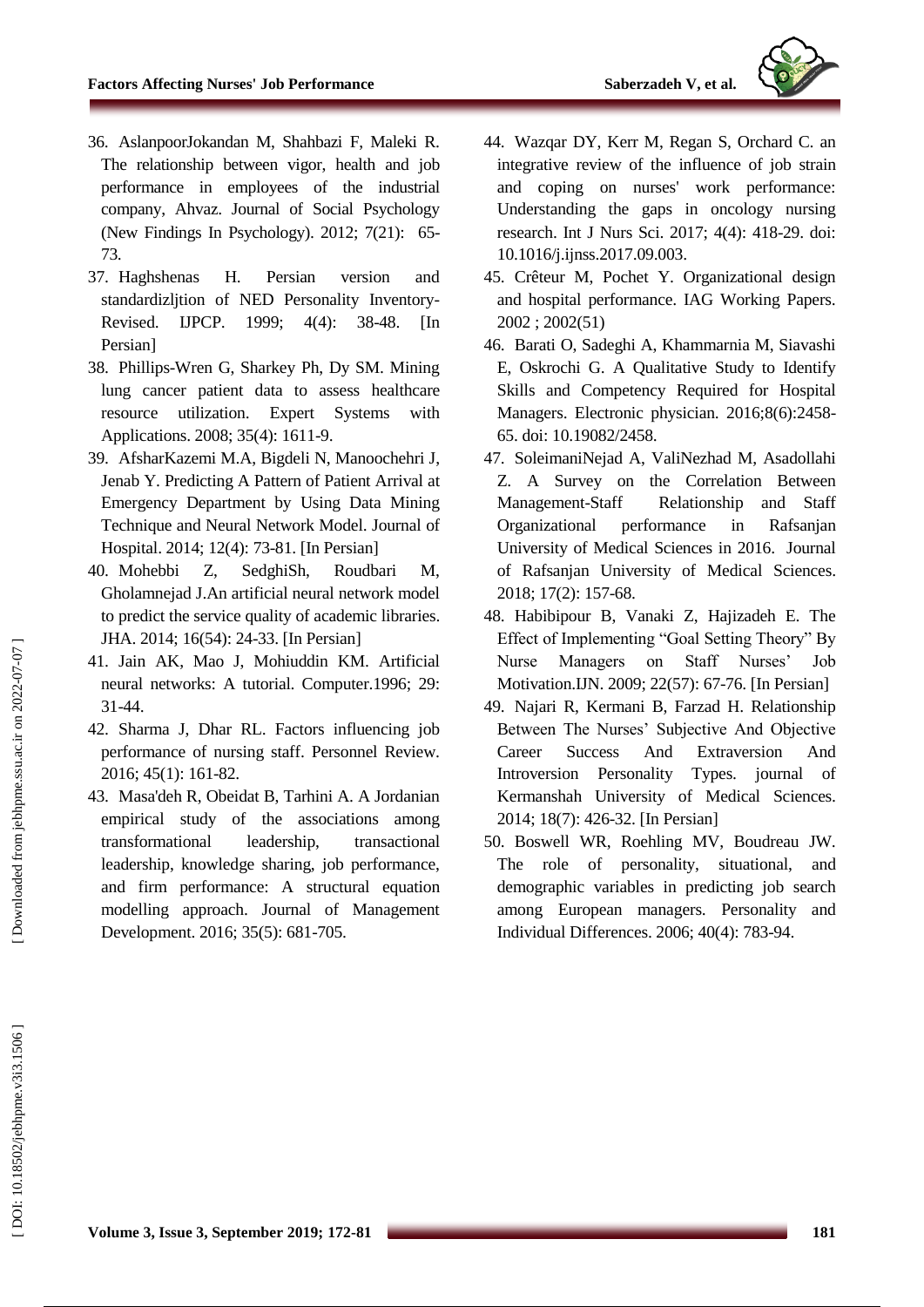36. AslanpoorJokandan M, Shahbazi F, Maleki R. The relationship between vigor, health and job performance in employees of the industrial company, Ahvaz. Journal of Social Psychology (New Findings In Psychology). 2012; 7(21): 65-73.
37. Haghshenas H. Persian version and standardizljtion of NED Personality Inventory-Revised. IJPCP. 1999; 4(4): 38-48. [In Persian]
38. Phillips-Wren G, Sharkey Ph, Dy SM. Mining lung cancer patient data to assess healthcare resource utilization. Expert Systems with Applications. 2008; 35(4): 1611-9.
39. AfsharKazemi M.A, Bigdeli N, Manoochehri J, Jenab Y. Predicting A Pattern of Patient Arrival at Emergency Department by Using Data Mining Technique and Neural Network Model. Journal of Hospital. 2014; 12(4): 73-81. [In Persian]
40. Mohebbi Z, SedghiSh, Roudbari M, Gholamnejad J.An artificial neural network model to predict the service quality of academic libraries. JHA. 2014; 16(54): 24-33. [In Persian]
41. Jain AK, Mao J, Mohiuddin KM. Artificial neural networks: A tutorial. Computer.1996; 29: 31-44.
42. Sharma J, Dhar RL. Factors influencing job performance of nursing staff. Personnel Review. 2016; 45(1): 161-82.
43. Masa'deh R, Obeidat B, Tarhini A. A Jordanian empirical study of the associations among transformational leadership, transactional leadership, knowledge sharing, job performance, and firm performance: A structural equation modelling approach. Journal of Management Development. 2016; 35(5): 681-705.
44. Wazqar DY, Kerr M, Regan S, Orchard C. an integrative review of the influence of job strain and coping on nurses' work performance: Understanding the gaps in oncology nursing research. Int J Nurs Sci. 2017; 4(4): 418-29. doi: 10.1016/j.ijnss.2017.09.003.
45. Crêteur M, Pochet Y. Organizational design and hospital performance. IAG Working Papers. 2002 ; 2002(51)
46. Barati O, Sadeghi A, Khammarnia M, Siavashi E, Oskrochi G. A Qualitative Study to Identify Skills and Competency Required for Hospital Managers. Electronic physician. 2016;8(6):2458-65. doi: 10.19082/2458.
47. SoleimaniNejad A, ValiNezhad M, Asadollahi Z. A Survey on the Correlation Between Management-Staff Relationship and Staff Organizational performance in Rafsanjan University of Medical Sciences in 2016. Journal of Rafsanjan University of Medical Sciences. 2018; 17(2): 157-68.
48. Habibipour B, Vanaki Z, Hajizadeh E. The Effect of Implementing "Goal Setting Theory" By Nurse Managers on Staff Nurses' Job Motivation.IJN. 2009; 22(57): 67-76. [In Persian]
49. Najari R, Kermani B, Farzad H. Relationship Between The Nurses' Subjective And Objective Career Success And Extraversion And Introversion Personality Types. journal of Kermanshah University of Medical Sciences. 2014; 18(7): 426-32. [In Persian]
50. Boswell WR, Roehling MV, Boudreau JW. The role of personality, situational, and demographic variables in predicting job search among European managers. Personality and Individual Differences. 2006; 40(4): 783-94.